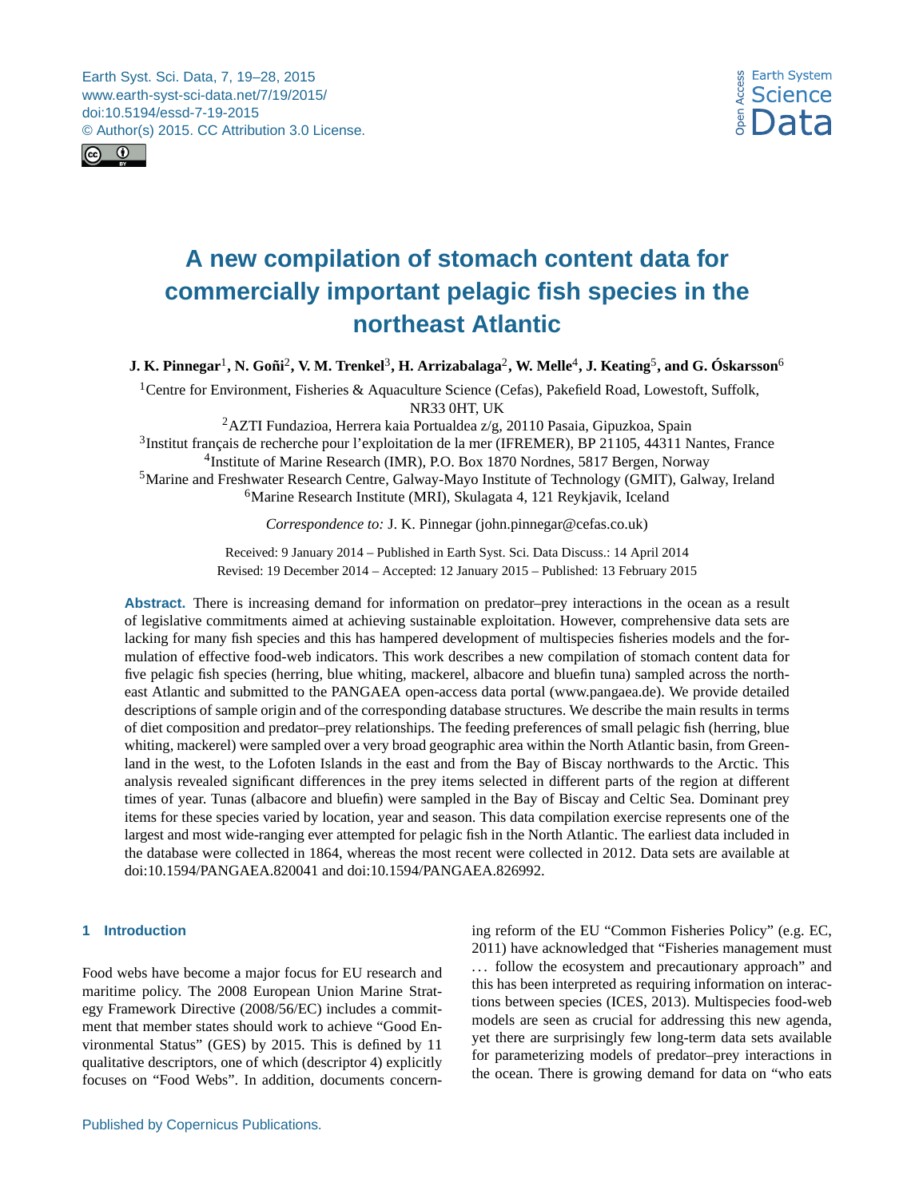# A new compilation of stomach content data for commercially important pelagic fish species in the northeast Atlantic

**J. K. Pinnegar[1], N. Goñi[2], V. M. Trenkel[3], H. Arrizabalaga[2], W. Melle[4], J. Keating[5], and G. Óskarsson[6]**

[1]Centre for Environment, Fisheries & Aquaculture Science (Cefas), Pakefield Road, Lowestoft, Suffolk, NR33 0HT, UK

[2]AZTI Fundazioa, Herrera kaia Portualdea z/g, 20110 Pasaia, Gipuzkoa, Spain

[3]Institut français de recherche pour l'exploitation de la mer (IFREMER), BP 21105, 44311 Nantes, France

[4]Institute of Marine Research (IMR), P.O. Box 1870 Nordnes, 5817 Bergen, Norway

[5]Marine and Freshwater Research Centre, Galway-Mayo Institute of Technology (GMIT), Galway, Ireland

[6]Marine Research Institute (MRI), Skulagata 4, 121 Reykjavik, Iceland

*Correspondence to:* J. K. Pinnegar (john.pinnegar@cefas.co.uk)

Received: 9 January 2014 – Published in Earth Syst. Sci. Data Discuss.: 14 April 2014
Revised: 19 December 2014 – Accepted: 12 January 2015 – Published: 13 February 2015

**Abstract.** There is increasing demand for information on predator–prey interactions in the ocean as a result of legislative commitments aimed at achieving sustainable exploitation. However, comprehensive data sets are lacking for many fish species and this has hampered development of multispecies fisheries models and the formulation of effective food-web indicators. This work describes a new compilation of stomach content data for five pelagic fish species (herring, blue whiting, mackerel, albacore and bluefin tuna) sampled across the northeast Atlantic and submitted to the PANGAEA open-access data portal (www.pangaea.de). We provide detailed descriptions of sample origin and of the corresponding database structures. We describe the main results in terms of diet composition and predator–prey relationships. The feeding preferences of small pelagic fish (herring, blue whiting, mackerel) were sampled over a very broad geographic area within the North Atlantic basin, from Greenland in the west, to the Lofoten Islands in the east and from the Bay of Biscay northwards to the Arctic. This analysis revealed significant differences in the prey items selected in different parts of the region at different times of year. Tunas (albacore and bluefin) were sampled in the Bay of Biscay and Celtic Sea. Dominant prey items for these species varied by location, year and season. This data compilation exercise represents one of the largest and most wide-ranging ever attempted for pelagic fish in the North Atlantic. The earliest data included in the database were collected in 1864, whereas the most recent were collected in 2012. Data sets are available at doi:10.1594/PANGAEA.820041 and doi:10.1594/PANGAEA.826992.

## 1 Introduction

Food webs have become a major focus for EU research and maritime policy. The 2008 European Union Marine Strategy Framework Directive (2008/56/EC) includes a commitment that member states should work to achieve "Good Environmental Status" (GES) by 2015. This is defined by 11 qualitative descriptors, one of which (descriptor 4) explicitly focuses on "Food Webs". In addition, documents concerning reform of the EU "Common Fisheries Policy" (e.g. EC, 2011) have acknowledged that "Fisheries management must ... follow the ecosystem and precautionary approach" and this has been interpreted as requiring information on interactions between species (ICES, 2013). Multispecies food-web models are seen as crucial for addressing this new agenda, yet there are surprisingly few long-term data sets available for parameterizing models of predator–prey interactions in the ocean. There is growing demand for data on "who eats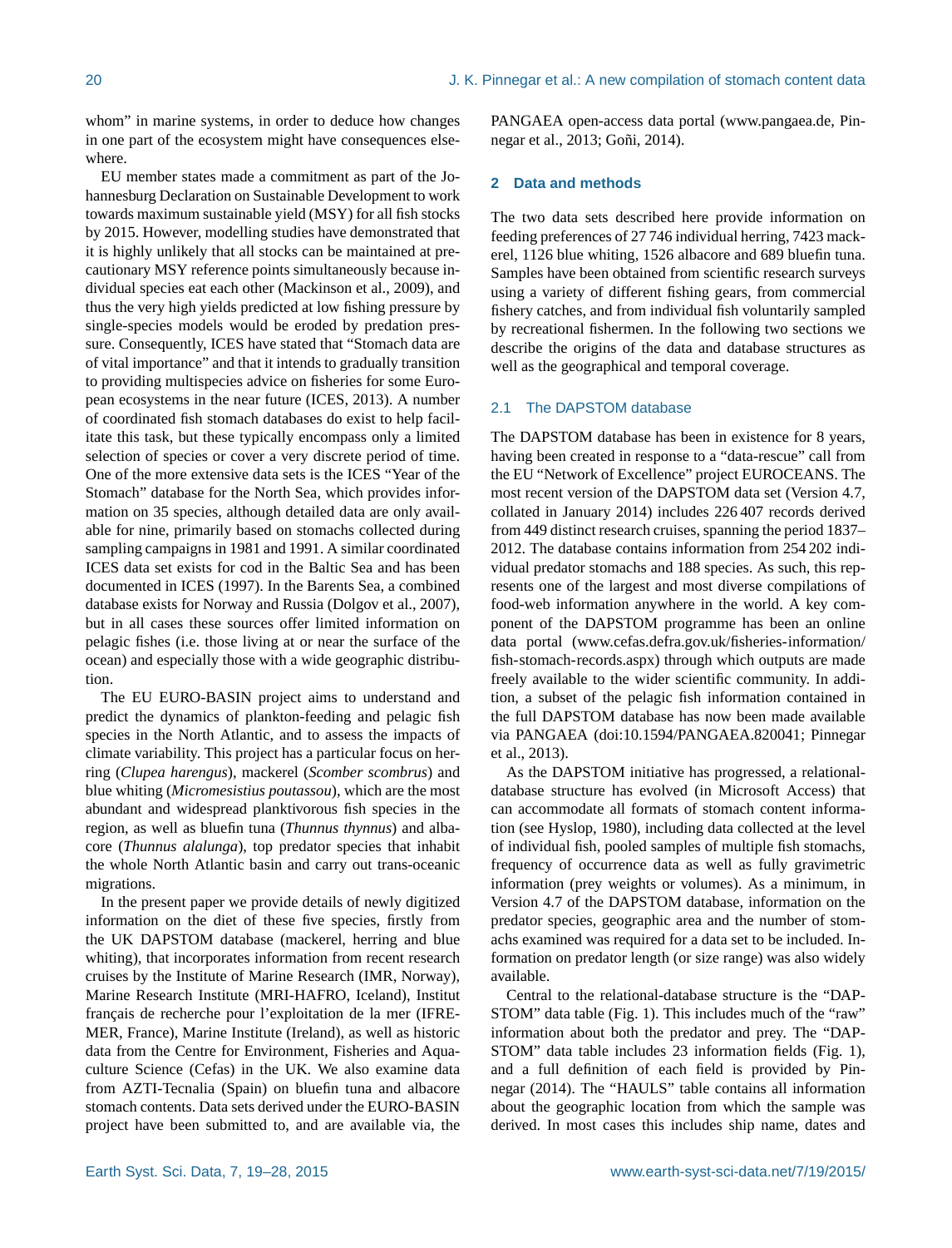whom" in marine systems, in order to deduce how changes in one part of the ecosystem might have consequences elsewhere.

EU member states made a commitment as part of the Johannesburg Declaration on Sustainable Development to work towards maximum sustainable yield (MSY) for all fish stocks by 2015. However, modelling studies have demonstrated that it is highly unlikely that all stocks can be maintained at precautionary MSY reference points simultaneously because individual species eat each other (Mackinson et al., 2009), and thus the very high yields predicted at low fishing pressure by single-species models would be eroded by predation pressure. Consequently, ICES have stated that "Stomach data are of vital importance" and that it intends to gradually transition to providing multispecies advice on fisheries for some European ecosystems in the near future (ICES, 2013). A number of coordinated fish stomach databases do exist to help facilitate this task, but these typically encompass only a limited selection of species or cover a very discrete period of time. One of the more extensive data sets is the ICES "Year of the Stomach" database for the North Sea, which provides information on 35 species, although detailed data are only available for nine, primarily based on stomachs collected during sampling campaigns in 1981 and 1991. A similar coordinated ICES data set exists for cod in the Baltic Sea and has been documented in ICES (1997). In the Barents Sea, a combined database exists for Norway and Russia (Dolgov et al., 2007), but in all cases these sources offer limited information on pelagic fishes (i.e. those living at or near the surface of the ocean) and especially those with a wide geographic distribution.

The EU EURO-BASIN project aims to understand and predict the dynamics of plankton-feeding and pelagic fish species in the North Atlantic, and to assess the impacts of climate variability. This project has a particular focus on herring (*Clupea harengus*), mackerel (*Scomber scombrus*) and blue whiting (*Micromesistius poutassou*), which are the most abundant and widespread planktivorous fish species in the region, as well as bluefin tuna (*Thunnus thynnus*) and albacore (*Thunnus alalunga*), top predator species that inhabit the whole North Atlantic basin and carry out trans-oceanic migrations.

In the present paper we provide details of newly digitized information on the diet of these five species, firstly from the UK DAPSTOM database (mackerel, herring and blue whiting), that incorporates information from recent research cruises by the Institute of Marine Research (IMR, Norway), Marine Research Institute (MRI-HAFRO, Iceland), Institut français de recherche pour l'exploitation de la mer (IFREMER, France), Marine Institute (Ireland), as well as historic data from the Centre for Environment, Fisheries and Aquaculture Science (Cefas) in the UK. We also examine data from AZTI-Tecnalia (Spain) on bluefin tuna and albacore stomach contents. Data sets derived under the EURO-BASIN project have been submitted to, and are available via, the PANGAEA open-access data portal (www.pangaea.de, Pinnegar et al., 2013; Goñi, 2014).

## 2 Data and methods

The two data sets described here provide information on feeding preferences of 27 746 individual herring, 7423 mackerel, 1126 blue whiting, 1526 albacore and 689 bluefin tuna. Samples have been obtained from scientific research surveys using a variety of different fishing gears, from commercial fishery catches, and from individual fish voluntarily sampled by recreational fishermen. In the following two sections we describe the origins of the data and database structures as well as the geographical and temporal coverage.

### 2.1 The DAPSTOM database

The DAPSTOM database has been in existence for 8 years, having been created in response to a "data-rescue" call from the EU "Network of Excellence" project EUROCEANS. The most recent version of the DAPSTOM data set (Version 4.7, collated in January 2014) includes 226 407 records derived from 449 distinct research cruises, spanning the period 1837–2012. The database contains information from 254 202 individual predator stomachs and 188 species. As such, this represents one of the largest and most diverse compilations of food-web information anywhere in the world. A key component of the DAPSTOM programme has been an online data portal (www.cefas.defra.gov.uk/fisheries-information/fish-stomach-records.aspx) through which outputs are made freely available to the wider scientific community. In addition, a subset of the pelagic fish information contained in the full DAPSTOM database has now been made available via PANGAEA (doi:10.1594/PANGAEA.820041; Pinnegar et al., 2013).

As the DAPSTOM initiative has progressed, a relational-database structure has evolved (in Microsoft Access) that can accommodate all formats of stomach content information (see Hyslop, 1980), including data collected at the level of individual fish, pooled samples of multiple fish stomachs, frequency of occurrence data as well as fully gravimetric information (prey weights or volumes). As a minimum, in Version 4.7 of the DAPSTOM database, information on the predator species, geographic area and the number of stomachs examined was required for a data set to be included. Information on predator length (or size range) was also widely available.

Central to the relational-database structure is the "DAPSTOM" data table (Fig. 1). This includes much of the "raw" information about both the predator and prey. The "DAPSTOM" data table includes 23 information fields (Fig. 1), and a full definition of each field is provided by Pinnegar (2014). The "HAULS" table contains all information about the geographic location from which the sample was derived. In most cases this includes ship name, dates and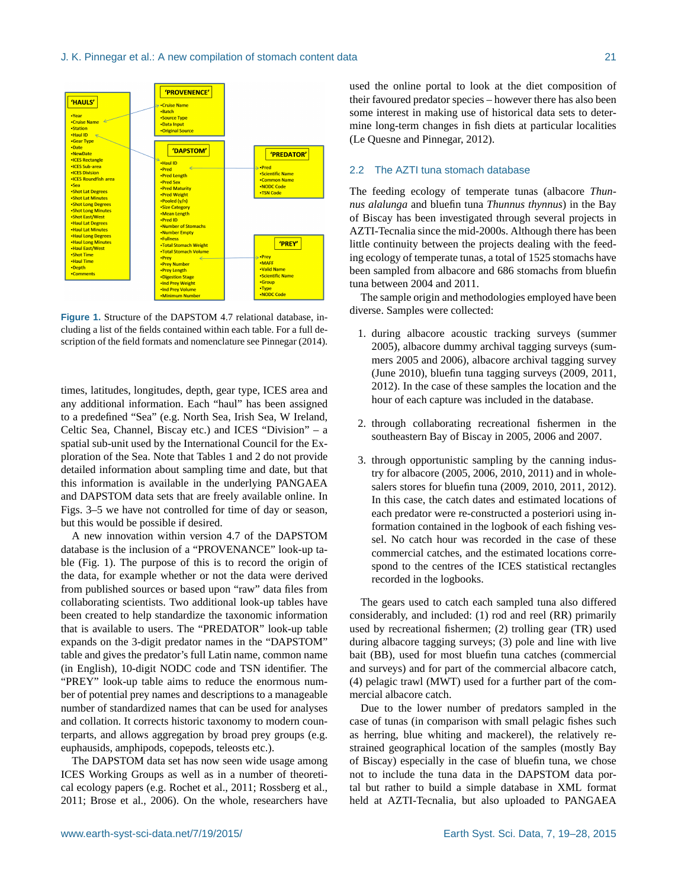'HAULS'

- Year
- Cruise Name
- Station
- Haul ID
- Gear Type
- Date
- NewDate
- ICES Rectangle
- ICES Sub-area
- ICES Division
- ICES Roundfish area
- Sea
- Shot Lat Degrees
- Shot Lat Minutes
- Shot Long Degrees
- Shot Long Minutes
- Shot East/West
- Haul Lat Degrees
- Haul Lat Minutes
- Haul Long Degrees
- Haul Long Minutes
- Haul East/West
- Shot Time
- Haul Time
- Depth
- Comments

'PROVENENCE'

- Cruise Name
- Batch
- Source Type
- Data Input
- Original Source

'DAPSTOM'

- Haul ID
- Pred
- Pred Length
- Pred Sex
- Pred Maturity
- Pred Weight
- Pooled (y/n)
- Size Category
- Mean Length
- Pred ID
- Number of Stomachs
- Number Empty
- Fullness
- Total Stomach Weight
- Total Stomach Volume
- Prey
- Prey Number
- Prey Length
- Digestion Stage
- Ind Prey Weight
- Ind Prey Volume
- Minimum Number

'PREDATOR'

- Pred
- Scientific Name
- Common Name
- NODC Code
- TSN Code

'PREY'

- Prey
- MAFF
- Valid Name
- Scientific Name
- Group
- Type
- NODC Code

**Figure 1.** Structure of the DAPSTOM 4.7 relational database, including a list of the fields contained within each table. For a full description of the field formats and nomenclature see Pinnegar (2014).

times, latitudes, longitudes, depth, gear type, ICES area and any additional information. Each "haul" has been assigned to a predefined "Sea" (e.g. North Sea, Irish Sea, W Ireland, Celtic Sea, Channel, Biscay etc.) and ICES "Division" – a spatial sub-unit used by the International Council for the Exploration of the Sea. Note that Tables 1 and 2 do not provide detailed information about sampling time and date, but that this information is available in the underlying PANGAEA and DAPSTOM data sets that are freely available online. In Figs. 3–5 we have not controlled for time of day or season, but this would be possible if desired.

A new innovation within version 4.7 of the DAPSTOM database is the inclusion of a "PROVENANCE" look-up table (Fig. 1). The purpose of this is to record the origin of the data, for example whether or not the data were derived from published sources or based upon "raw" data files from collaborating scientists. Two additional look-up tables have been created to help standardize the taxonomic information that is available to users. The "PREDATOR" look-up table expands on the 3-digit predator names in the "DAPSTOM" table and gives the predator's full Latin name, common name (in English), 10-digit NODC code and TSN identifier. The "PREY" look-up table aims to reduce the enormous number of potential prey names and descriptions to a manageable number of standardized names that can be used for analyses and collation. It corrects historic taxonomy to modern counterparts, and allows aggregation by broad prey groups (e.g. euphausids, amphipods, copepods, teleosts etc.).

The DAPSTOM data set has now seen wide usage among ICES Working Groups as well as in a number of theoretical ecology papers (e.g. Rochet et al., 2011; Rossberg et al., 2011; Brose et al., 2006). On the whole, researchers have used the online portal to look at the diet composition of their favoured predator species – however there has also been some interest in making use of historical data sets to determine long-term changes in fish diets at particular localities (Le Quesne and Pinnegar, 2012).

## 2.2 The AZTI tuna stomach database

The feeding ecology of temperate tunas (albacore *Thunnus alalunga* and bluefin tuna *Thunnus thynnus*) in the Bay of Biscay has been investigated through several projects in AZTI-Tecnalia since the mid-2000s. Although there has been little continuity between the projects dealing with the feeding ecology of temperate tunas, a total of 1525 stomachs have been sampled from albacore and 686 stomachs from bluefin tuna between 2004 and 2011.

The sample origin and methodologies employed have been diverse. Samples were collected:

1. during albacore acoustic tracking surveys (summer 2005), albacore dummy archival tagging surveys (summers 2005 and 2006), albacore archival tagging survey (June 2010), bluefin tuna tagging surveys (2009, 2011, 2012). In the case of these samples the location and the hour of each capture was included in the database.

2. through collaborating recreational fishermen in the southeastern Bay of Biscay in 2005, 2006 and 2007.

3. through opportunistic sampling by the canning industry for albacore (2005, 2006, 2010, 2011) and in wholesalers stores for bluefin tuna (2009, 2010, 2011, 2012). In this case, the catch dates and estimated locations of each predator were re-constructed a posteriori using information contained in the logbook of each fishing vessel. No catch hour was recorded in the case of these commercial catches, and the estimated locations correspond to the centres of the ICES statistical rectangles recorded in the logbooks.

The gears used to catch each sampled tuna also differed considerably, and included: (1) rod and reel (RR) primarily used by recreational fishermen; (2) trolling gear (TR) used during albacore tagging surveys; (3) pole and line with live bait (BB), used for most bluefin tuna catches (commercial and surveys) and for part of the commercial albacore catch, (4) pelagic trawl (MWT) used for a further part of the commercial albacore catch.

Due to the lower number of predators sampled in the case of tunas (in comparison with small pelagic fishes such as herring, blue whiting and mackerel), the relatively restrained geographical location of the samples (mostly Bay of Biscay) especially in the case of bluefin tuna, we chose not to include the tuna data in the DAPSTOM data portal but rather to build a simple database in XML format held at AZTI-Tecnalia, but also uploaded to PANGAEA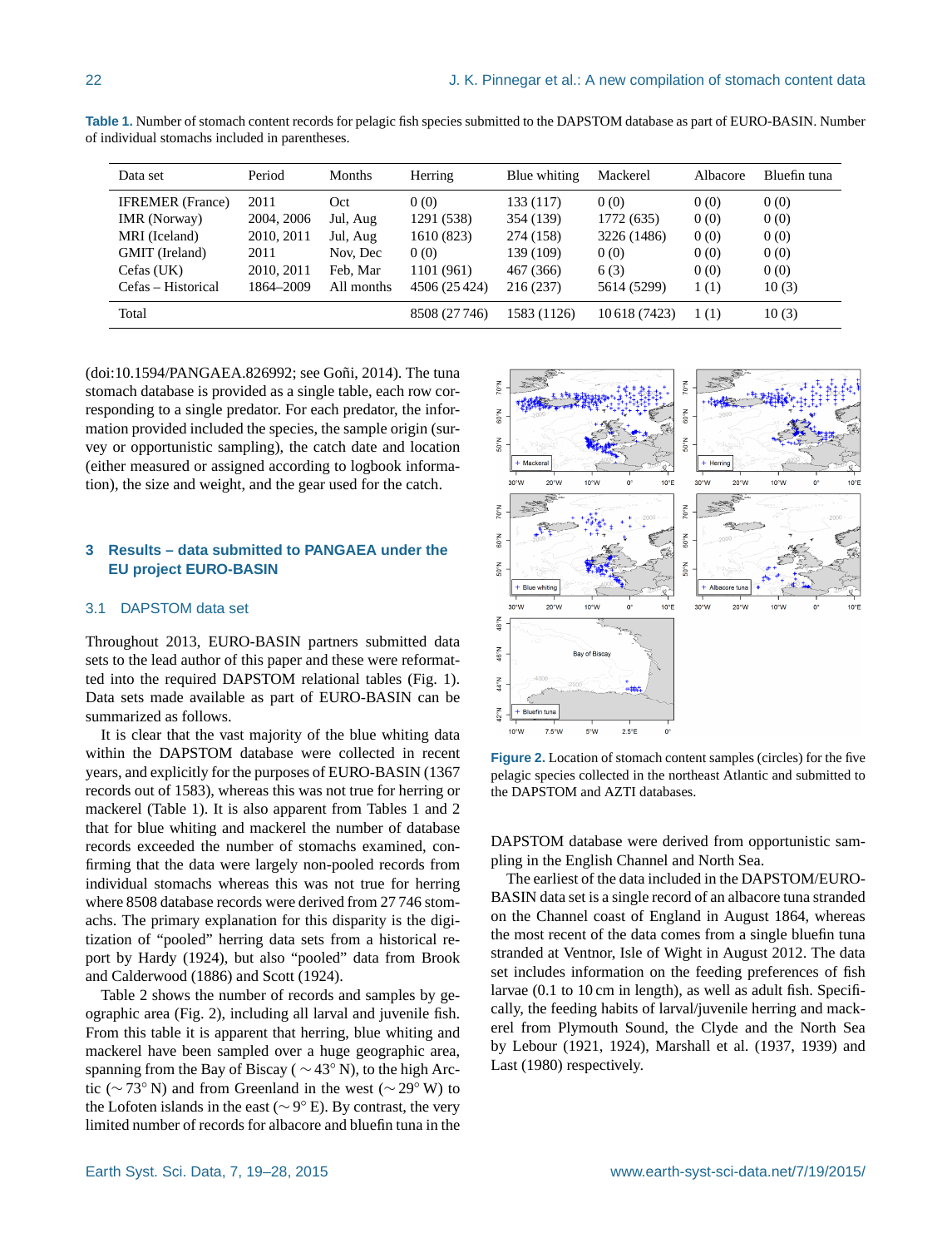**Table 1.** Number of stomach content records for pelagic fish species submitted to the DAPSTOM database as part of EURO-BASIN. Number of individual stomachs included in parentheses.

| Data set | Period | Months | Herring | Blue whiting | Mackerel | Albacore | Bluefin tuna |
|---|---|---|---|---|---|---|---|
| IFREMER (France) | 2011 | Oct | 0 (0) | 133 (117) | 0 (0) | 0 (0) | 0 (0) |
| IMR (Norway) | 2004, 2006 | Jul, Aug | 1291 (538) | 354 (139) | 1772 (635) | 0 (0) | 0 (0) |
| MRI (Iceland) | 2010, 2011 | Jul, Aug | 1610 (823) | 274 (158) | 3226 (1486) | 0 (0) | 0 (0) |
| GMIT (Ireland) | 2011 | Nov, Dec | 0 (0) | 139 (109) | 0 (0) | 0 (0) | 0 (0) |
| Cefas (UK) | 2010, 2011 | Feb, Mar | 1101 (961) | 467 (366) | 6 (3) | 0 (0) | 0 (0) |
| Cefas – Historical | 1864–2009 | All months | 4506 (25 424) | 216 (237) | 5614 (5299) | 1 (1) | 10 (3) |
| Total | | | 8508 (27 746) | 1583 (1126) | 10 618 (7423) | 1 (1) | 10 (3) |

(doi:10.1594/PANGAEA.826992; see Goñi, 2014). The tuna stomach database is provided as a single table, each row corresponding to a single predator. For each predator, the information provided included the species, the sample origin (survey or opportunistic sampling), the catch date and location (either measured or assigned according to logbook information), the size and weight, and the gear used for the catch.

## 3 Results – data submitted to PANGAEA under the EU project EURO-BASIN

### 3.1 DAPSTOM data set

Throughout 2013, EURO-BASIN partners submitted data sets to the lead author of this paper and these were reformatted into the required DAPSTOM relational tables (Fig. 1). Data sets made available as part of EURO-BASIN can be summarized as follows.

It is clear that the vast majority of the blue whiting data within the DAPSTOM database were collected in recent years, and explicitly for the purposes of EURO-BASIN (1367 records out of 1583), whereas this was not true for herring or mackerel (Table 1). It is also apparent from Tables 1 and 2 that for blue whiting and mackerel the number of database records exceeded the number of stomachs examined, confirming that the data were largely non-pooled records from individual stomachs whereas this was not true for herring where 8508 database records were derived from 27 746 stomachs. The primary explanation for this disparity is the digitization of "pooled" herring data sets from a historical report by Hardy (1924), but also "pooled" data from Brook and Calderwood (1886) and Scott (1924).

Table 2 shows the number of records and samples by geographic area (Fig. 2), including all larval and juvenile fish. From this table it is apparent that herring, blue whiting and mackerel have been sampled over a huge geographic area, spanning from the Bay of Biscay ( ∼ 43° N), to the high Arctic (∼ 73° N) and from Greenland in the west (∼ 29° W) to the Lofoten islands in the east (∼ 9° E). By contrast, the very limited number of records for albacore and bluefin tuna in the DAPSTOM database were derived from opportunistic sampling in the English Channel and North Sea.

**Figure 2.** Location of stomach content samples (circles) for the five pelagic species collected in the northeast Atlantic and submitted to the DAPSTOM and AZTI databases.

The earliest of the data included in the DAPSTOM/EURO-BASIN data set is a single record of an albacore tuna stranded on the Channel coast of England in August 1864, whereas the most recent of the data comes from a single bluefin tuna stranded at Ventnor, Isle of Wight in August 2012. The data set includes information on the feeding preferences of fish larvae (0.1 to 10 cm in length), as well as adult fish. Specifically, the feeding habits of larval/juvenile herring and mackerel from Plymouth Sound, the Clyde and the North Sea by Lebour (1921, 1924), Marshall et al. (1937, 1939) and Last (1980) respectively.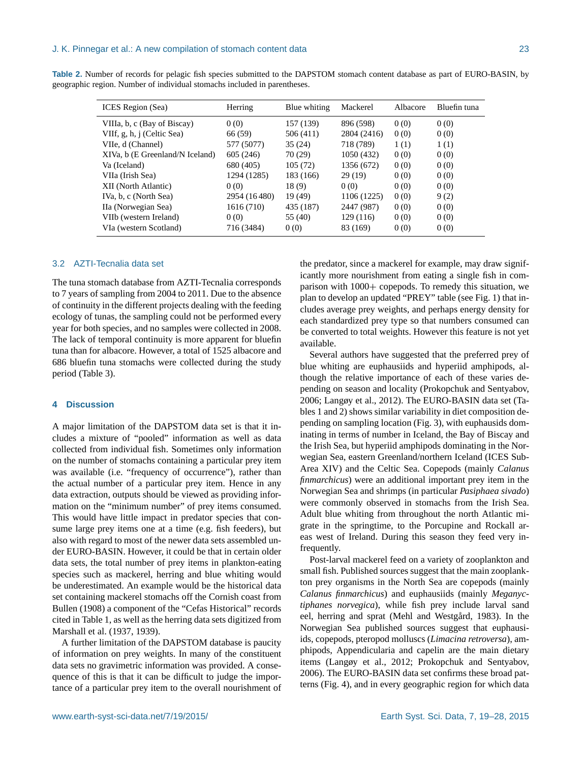**Table 2.** Number of records for pelagic fish species submitted to the DAPSTOM stomach content database as part of EURO-BASIN, by geographic region. Number of individual stomachs included in parentheses.

| ICES Region (Sea) | Herring | Blue whiting | Mackerel | Albacore | Bluefin tuna |
|---|---|---|---|---|---|
| VIIIa, b, c (Bay of Biscay) | 0 (0) | 157 (139) | 896 (598) | 0 (0) | 0 (0) |
| VIIf, g, h, j (Celtic Sea) | 66 (59) | 506 (411) | 2804 (2416) | 0 (0) | 0 (0) |
| VIIe, d (Channel) | 577 (5077) | 35 (24) | 718 (789) | 1 (1) | 1 (1) |
| XIVa, b (E Greenland/N Iceland) | 605 (246) | 70 (29) | 1050 (432) | 0 (0) | 0 (0) |
| Va (Iceland) | 680 (405) | 105 (72) | 1356 (672) | 0 (0) | 0 (0) |
| VIIa (Irish Sea) | 1294 (1285) | 183 (166) | 29 (19) | 0 (0) | 0 (0) |
| XII (North Atlantic) | 0 (0) | 18 (9) | 0 (0) | 0 (0) | 0 (0) |
| IVa, b, c (North Sea) | 2954 (16 480) | 19 (49) | 1106 (1225) | 0 (0) | 9 (2) |
| IIa (Norwegian Sea) | 1616 (710) | 435 (187) | 2447 (987) | 0 (0) | 0 (0) |
| VIIb (western Ireland) | 0 (0) | 55 (40) | 129 (116) | 0 (0) | 0 (0) |
| VIa (western Scotland) | 716 (3484) | 0 (0) | 83 (169) | 0 (0) | 0 (0) |

### 3.2 AZTI-Tecnalia data set

The tuna stomach database from AZTI-Tecnalia corresponds to 7 years of sampling from 2004 to 2011. Due to the absence of continuity in the different projects dealing with the feeding ecology of tunas, the sampling could not be performed every year for both species, and no samples were collected in 2008. The lack of temporal continuity is more apparent for bluefin tuna than for albacore. However, a total of 1525 albacore and 686 bluefin tuna stomachs were collected during the study period (Table 3).

## 4 Discussion

A major limitation of the DAPSTOM data set is that it includes a mixture of "pooled" information as well as data collected from individual fish. Sometimes only information on the number of stomachs containing a particular prey item was available (i.e. "frequency of occurrence"), rather than the actual number of a particular prey item. Hence in any data extraction, outputs should be viewed as providing information on the "minimum number" of prey items consumed. This would have little impact in predator species that consume large prey items one at a time (e.g. fish feeders), but also with regard to most of the newer data sets assembled under EURO-BASIN. However, it could be that in certain older data sets, the total number of prey items in plankton-eating species such as mackerel, herring and blue whiting would be underestimated. An example would be the historical data set containing mackerel stomachs off the Cornish coast from Bullen (1908) a component of the "Cefas Historical" records cited in Table 1, as well as the herring data sets digitized from Marshall et al. (1937, 1939).

A further limitation of the DAPSTOM database is paucity of information on prey weights. In many of the constituent data sets no gravimetric information was provided. A consequence of this is that it can be difficult to judge the importance of a particular prey item to the overall nourishment of the predator, since a mackerel for example, may draw significantly more nourishment from eating a single fish in comparison with 1000+ copepods. To remedy this situation, we plan to develop an updated "PREY" table (see Fig. 1) that includes average prey weights, and perhaps energy density for each standardized prey type so that numbers consumed can be converted to total weights. However this feature is not yet available.

Several authors have suggested that the preferred prey of blue whiting are euphausiids and hyperiid amphipods, although the relative importance of each of these varies depending on season and locality (Prokopchuk and Sentyabov, 2006; Langøy et al., 2012). The EURO-BASIN data set (Tables 1 and 2) shows similar variability in diet composition depending on sampling location (Fig. 3), with euphausids dominating in terms of number in Iceland, the Bay of Biscay and the Irish Sea, but hyperiid amphipods dominating in the Norwegian Sea, eastern Greenland/northern Iceland (ICES Sub-Area XIV) and the Celtic Sea. Copepods (mainly *Calanus finmarchicus*) were an additional important prey item in the Norwegian Sea and shrimps (in particular *Pasiphaea sivado*) were commonly observed in stomachs from the Irish Sea. Adult blue whiting from throughout the north Atlantic migrate in the springtime, to the Porcupine and Rockall areas west of Ireland. During this season they feed very infrequently.

Post-larval mackerel feed on a variety of zooplankton and small fish. Published sources suggest that the main zooplankton prey organisms in the North Sea are copepods (mainly *Calanus finmarchicus*) and euphausiids (mainly *Meganyctiphanes norvegica*), while fish prey include larval sand eel, herring and sprat (Mehl and Westgård, 1983). In the Norwegian Sea published sources suggest that euphausiids, copepods, pteropod molluscs (*Limacina retroversa*), amphipods, Appendicularia and capelin are the main dietary items (Langøy et al., 2012; Prokopchuk and Sentyabov, 2006). The EURO-BASIN data set confirms these broad patterns (Fig. 4), and in every geographic region for which data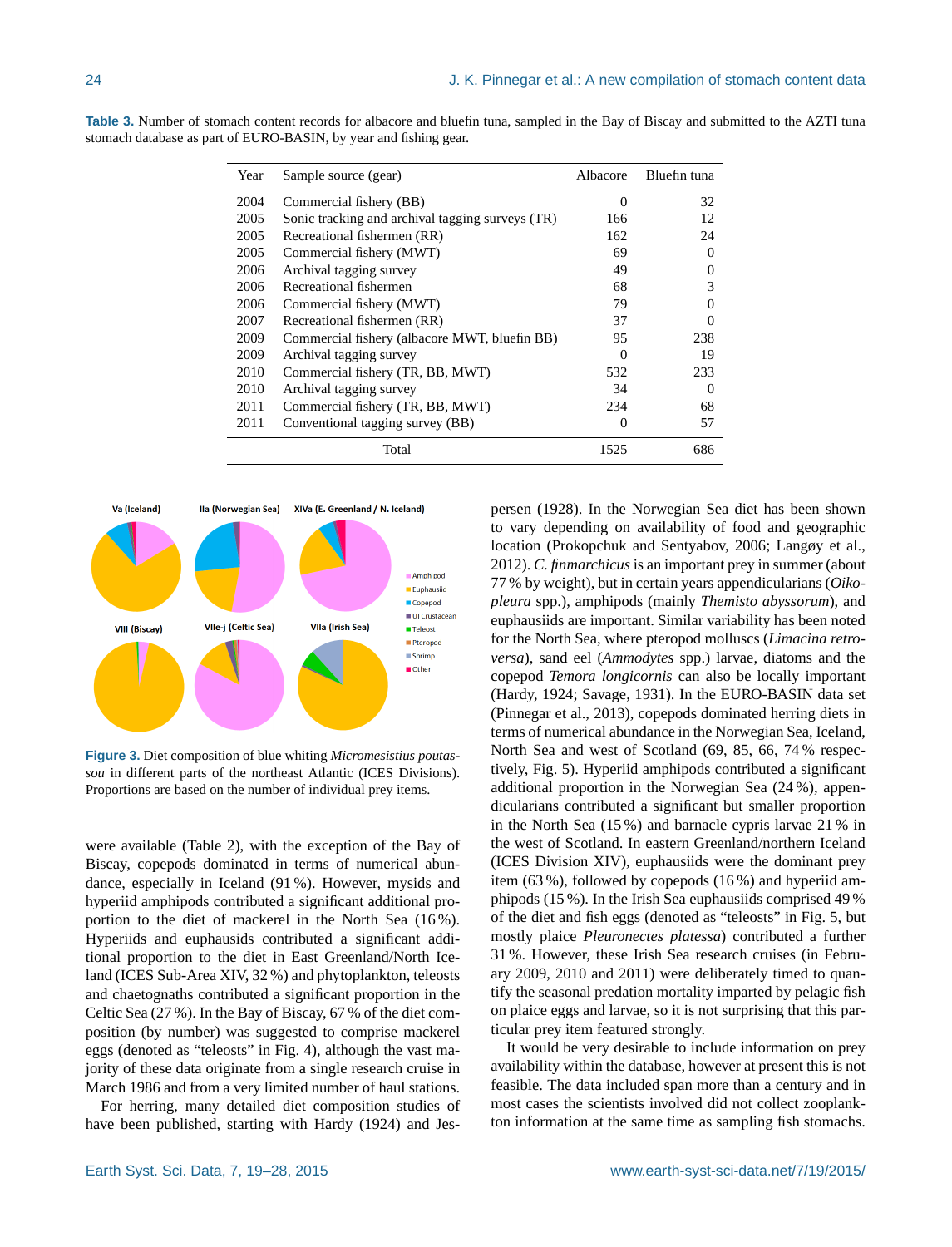**Table 3.** Number of stomach content records for albacore and bluefin tuna, sampled in the Bay of Biscay and submitted to the AZTI tuna stomach database as part of EURO-BASIN, by year and fishing gear.

| Year | Sample source (gear) | Albacore | Bluefin tuna |
|---|---|---|---|
| 2004 | Commercial fishery (BB) | 0 | 32 |
| 2005 | Sonic tracking and archival tagging surveys (TR) | 166 | 12 |
| 2005 | Recreational fishermen (RR) | 162 | 24 |
| 2005 | Commercial fishery (MWT) | 69 | 0 |
| 2006 | Archival tagging survey | 49 | 0 |
| 2006 | Recreational fishermen | 68 | 3 |
| 2006 | Commercial fishery (MWT) | 79 | 0 |
| 2007 | Recreational fishermen (RR) | 37 | 0 |
| 2009 | Commercial fishery (albacore MWT, bluefin BB) | 95 | 238 |
| 2009 | Archival tagging survey | 0 | 19 |
| 2010 | Commercial fishery (TR, BB, MWT) | 532 | 233 |
| 2010 | Archival tagging survey | 34 | 0 |
| 2011 | Commercial fishery (TR, BB, MWT) | 234 | 68 |
| 2011 | Conventional tagging survey (BB) | 0 | 57 |
| | Total | 1525 | 686 |

**Figure 3.** Diet composition of blue whiting *Micromesistius poutassou* in different parts of the northeast Atlantic (ICES Divisions). Proportions are based on the number of individual prey items.

were available (Table 2), with the exception of the Bay of Biscay, copepods dominated in terms of numerical abundance, especially in Iceland (91 %). However, mysids and hyperiid amphipods contributed a significant additional proportion to the diet of mackerel in the North Sea (16 %). Hyperiids and euphausids contributed a significant additional proportion to the diet in East Greenland/North Iceland (ICES Sub-Area XIV, 32 %) and phytoplankton, teleosts and chaetognaths contributed a significant proportion in the Celtic Sea (27 %). In the Bay of Biscay, 67 % of the diet composition (by number) was suggested to comprise mackerel eggs (denoted as "teleosts" in Fig. 4), although the vast majority of these data originate from a single research cruise in March 1986 and from a very limited number of haul stations.

For herring, many detailed diet composition studies of have been published, starting with Hardy (1924) and Jespersen (1928). In the Norwegian Sea diet has been shown to vary depending on availability of food and geographic location (Prokopchuk and Sentyabov, 2006; Langøy et al., 2012). *C. finmarchicus* is an important prey in summer (about 77 % by weight), but in certain years appendicularians (*Oikopleura* spp.), amphipods (mainly *Themisto abyssorum*), and euphausiids are important. Similar variability has been noted for the North Sea, where pteropod molluscs (*Limacina retroversa*), sand eel (*Ammodytes* spp.) larvae, diatoms and the copepod *Temora longicornis* can also be locally important (Hardy, 1924; Savage, 1931). In the EURO-BASIN data set (Pinnegar et al., 2013), copepods dominated herring diets in terms of numerical abundance in the Norwegian Sea, Iceland, North Sea and west of Scotland (69, 85, 66, 74 % respectively, Fig. 5). Hyperiid amphipods contributed a significant additional proportion in the Norwegian Sea (24 %), appendicularians contributed a significant but smaller proportion in the North Sea (15 %) and barnacle cypris larvae 21 % in the west of Scotland. In eastern Greenland/northern Iceland (ICES Division XIV), euphausiids were the dominant prey item (63 %), followed by copepods (16 %) and hyperiid amphipods (15 %). In the Irish Sea euphausiids comprised 49 % of the diet and fish eggs (denoted as "teleosts" in Fig. 5, but mostly plaice *Pleuronectes platessa*) contributed a further 31 %. However, these Irish Sea research cruises (in February 2009, 2010 and 2011) were deliberately timed to quantify the seasonal predation mortality imparted by pelagic fish on plaice eggs and larvae, so it is not surprising that this particular prey item featured strongly.

It would be very desirable to include information on prey availability within the database, however at present this is not feasible. The data included span more than a century and in most cases the scientists involved did not collect zooplankton information at the same time as sampling fish stomachs.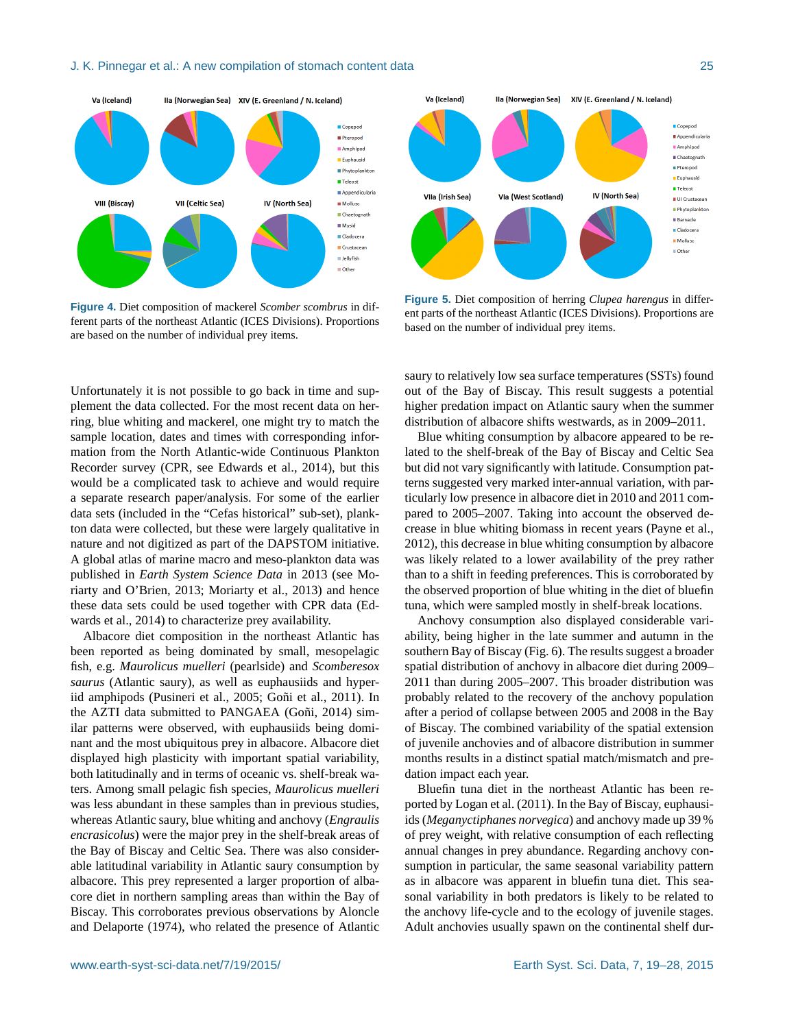**Figure 4.** Diet composition of mackerel *Scomber scombrus* in different parts of the northeast Atlantic (ICES Divisions). Proportions are based on the number of individual prey items.

**Figure 5.** Diet composition of herring *Clupea harengus* in different parts of the northeast Atlantic (ICES Divisions). Proportions are based on the number of individual prey items.

Unfortunately it is not possible to go back in time and supplement the data collected. For the most recent data on herring, blue whiting and mackerel, one might try to match the sample location, dates and times with corresponding information from the North Atlantic-wide Continuous Plankton Recorder survey (CPR, see Edwards et al., 2014), but this would be a complicated task to achieve and would require a separate research paper/analysis. For some of the earlier data sets (included in the "Cefas historical" sub-set), plankton data were collected, but these were largely qualitative in nature and not digitized as part of the DAPSTOM initiative. A global atlas of marine macro and meso-plankton data was published in *Earth System Science Data* in 2013 (see Moriarty and O'Brien, 2013; Moriarty et al., 2013) and hence these data sets could be used together with CPR data (Edwards et al., 2014) to characterize prey availability.

Albacore diet composition in the northeast Atlantic has been reported as being dominated by small, mesopelagic fish, e.g. *Maurolicus muelleri* (pearlside) and *Scomberesox saurus* (Atlantic saury), as well as euphausiids and hyperiid amphipods (Pusineri et al., 2005; Goñi et al., 2011). In the AZTI data submitted to PANGAEA (Goñi, 2014) similar patterns were observed, with euphausiids being dominant and the most ubiquitous prey in albacore. Albacore diet displayed high plasticity with important spatial variability, both latitudinally and in terms of oceanic vs. shelf-break waters. Among small pelagic fish species, *Maurolicus muelleri* was less abundant in these samples than in previous studies, whereas Atlantic saury, blue whiting and anchovy (*Engraulis encrasicolus*) were the major prey in the shelf-break areas of the Bay of Biscay and Celtic Sea. There was also considerable latitudinal variability in Atlantic saury consumption by albacore. This prey represented a larger proportion of albacore diet in northern sampling areas than within the Bay of Biscay. This corroborates previous observations by Aloncle and Delaporte (1974), who related the presence of Atlantic saury to relatively low sea surface temperatures (SSTs) found out of the Bay of Biscay. This result suggests a potential higher predation impact on Atlantic saury when the summer distribution of albacore shifts westwards, as in 2009–2011.

Blue whiting consumption by albacore appeared to be related to the shelf-break of the Bay of Biscay and Celtic Sea but did not vary significantly with latitude. Consumption patterns suggested very marked inter-annual variation, with particularly low presence in albacore diet in 2010 and 2011 compared to 2005–2007. Taking into account the observed decrease in blue whiting biomass in recent years (Payne et al., 2012), this decrease in blue whiting consumption by albacore was likely related to a lower availability of the prey rather than to a shift in feeding preferences. This is corroborated by the observed proportion of blue whiting in the diet of bluefin tuna, which were sampled mostly in shelf-break locations.

Anchovy consumption also displayed considerable variability, being higher in the late summer and autumn in the southern Bay of Biscay (Fig. 6). The results suggest a broader spatial distribution of anchovy in albacore diet during 2009–2011 than during 2005–2007. This broader distribution was probably related to the recovery of the anchovy population after a period of collapse between 2005 and 2008 in the Bay of Biscay. The combined variability of the spatial extension of juvenile anchovies and of albacore distribution in summer months results in a distinct spatial match/mismatch and predation impact each year.

Bluefin tuna diet in the northeast Atlantic has been reported by Logan et al. (2011). In the Bay of Biscay, euphausiids (*Meganyctiphanes norvegica*) and anchovy made up 39 % of prey weight, with relative consumption of each reflecting annual changes in prey abundance. Regarding anchovy consumption in particular, the same seasonal variability pattern as in albacore was apparent in bluefin tuna diet. This seasonal variability in both predators is likely to be related to the anchovy life-cycle and to the ecology of juvenile stages. Adult anchovies usually spawn on the continental shelf dur-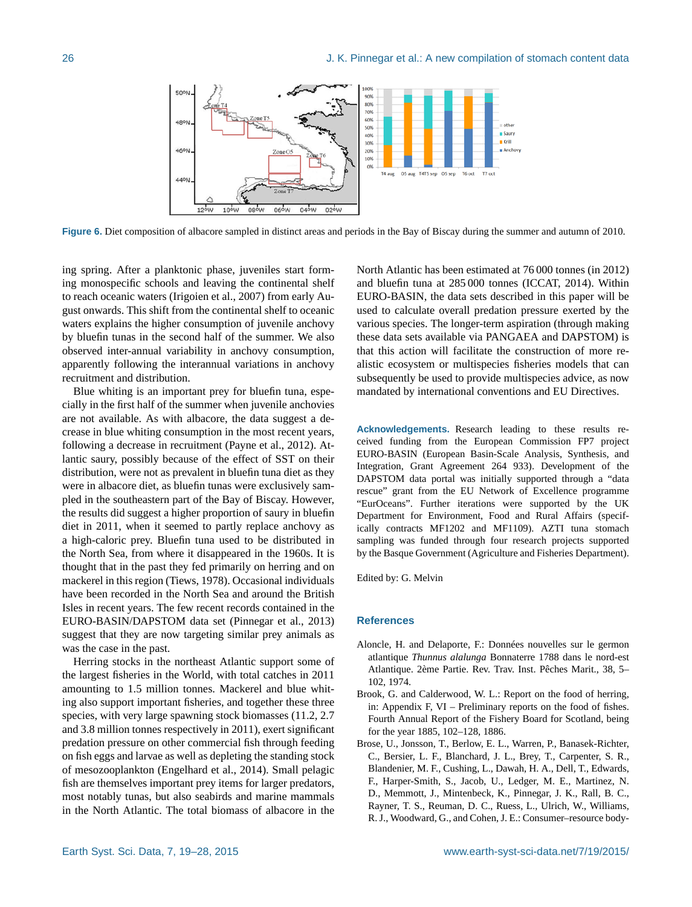**Figure 6.** Diet composition of albacore sampled in distinct areas and periods in the Bay of Biscay during the summer and autumn of 2010.

ing spring. After a planktonic phase, juveniles start forming monospecific schools and leaving the continental shelf to reach oceanic waters (Irigoien et al., 2007) from early August onwards. This shift from the continental shelf to oceanic waters explains the higher consumption of juvenile anchovy by bluefin tunas in the second half of the summer. We also observed inter-annual variability in anchovy consumption, apparently following the interannual variations in anchovy recruitment and distribution.

Blue whiting is an important prey for bluefin tuna, especially in the first half of the summer when juvenile anchovies are not available. As with albacore, the data suggest a decrease in blue whiting consumption in the most recent years, following a decrease in recruitment (Payne et al., 2012). Atlantic saury, possibly because of the effect of SST on their distribution, were not as prevalent in bluefin tuna diet as they were in albacore diet, as bluefin tunas were exclusively sampled in the southeastern part of the Bay of Biscay. However, the results did suggest a higher proportion of saury in bluefin diet in 2011, when it seemed to partly replace anchovy as a high-caloric prey. Bluefin tuna used to be distributed in the North Sea, from where it disappeared in the 1960s. It is thought that in the past they fed primarily on herring and on mackerel in this region (Tiews, 1978). Occasional individuals have been recorded in the North Sea and around the British Isles in recent years. The few recent records contained in the EURO-BASIN/DAPSTOM data set (Pinnegar et al., 2013) suggest that they are now targeting similar prey animals as was the case in the past.

Herring stocks in the northeast Atlantic support some of the largest fisheries in the World, with total catches in 2011 amounting to 1.5 million tonnes. Mackerel and blue whiting also support important fisheries, and together these three species, with very large spawning stock biomasses (11.2, 2.7 and 3.8 million tonnes respectively in 2011), exert significant predation pressure on other commercial fish through feeding on fish eggs and larvae as well as depleting the standing stock of mesozooplankton (Engelhard et al., 2014). Small pelagic fish are themselves important prey items for larger predators, most notably tunas, but also seabirds and marine mammals in the North Atlantic. The total biomass of albacore in the North Atlantic has been estimated at 76 000 tonnes (in 2012) and bluefin tuna at 285 000 tonnes (ICCAT, 2014). Within EURO-BASIN, the data sets described in this paper will be used to calculate overall predation pressure exerted by the various species. The longer-term aspiration (through making these data sets available via PANGAEA and DAPSTOM) is that this action will facilitate the construction of more realistic ecosystem or multispecies fisheries models that can subsequently be used to provide multispecies advice, as now mandated by international conventions and EU Directives.

**Acknowledgements.** Research leading to these results received funding from the European Commission FP7 project EURO-BASIN (European Basin-Scale Analysis, Synthesis, and Integration, Grant Agreement 264 933). Development of the DAPSTOM data portal was initially supported through a "data rescue" grant from the EU Network of Excellence programme "EurOceans". Further iterations were supported by the UK Department for Environment, Food and Rural Affairs (specifically contracts MF1202 and MF1109). AZTI tuna stomach sampling was funded through four research projects supported by the Basque Government (Agriculture and Fisheries Department).

Edited by: G. Melvin

## References

Aloncle, H. and Delaporte, F.: Données nouvelles sur le germon atlantique *Thunnus alalunga* Bonnaterre 1788 dans le nord-est Atlantique. 2ème Partie. Rev. Trav. Inst. Pêches Marit., 38, 5–102, 1974.

Brook, G. and Calderwood, W. L.: Report on the food of herring, in: Appendix F, VI – Preliminary reports on the food of fishes. Fourth Annual Report of the Fishery Board for Scotland, being for the year 1885, 102–128, 1886.

Brose, U., Jonsson, T., Berlow, E. L., Warren, P., Banasek-Richter, C., Bersier, L. F., Blanchard, J. L., Brey, T., Carpenter, S. R., Blandenier, M. F., Cushing, L., Dawah, H. A., Dell, T., Edwards, F., Harper-Smith, S., Jacob, U., Ledger, M. E., Martinez, N. D., Memmott, J., Mintenbeck, K., Pinnegar, J. K., Rall, B. C., Rayner, T. S., Reuman, D. C., Ruess, L., Ulrich, W., Williams, R. J., Woodward, G., and Cohen, J. E.: Consumer–resource body-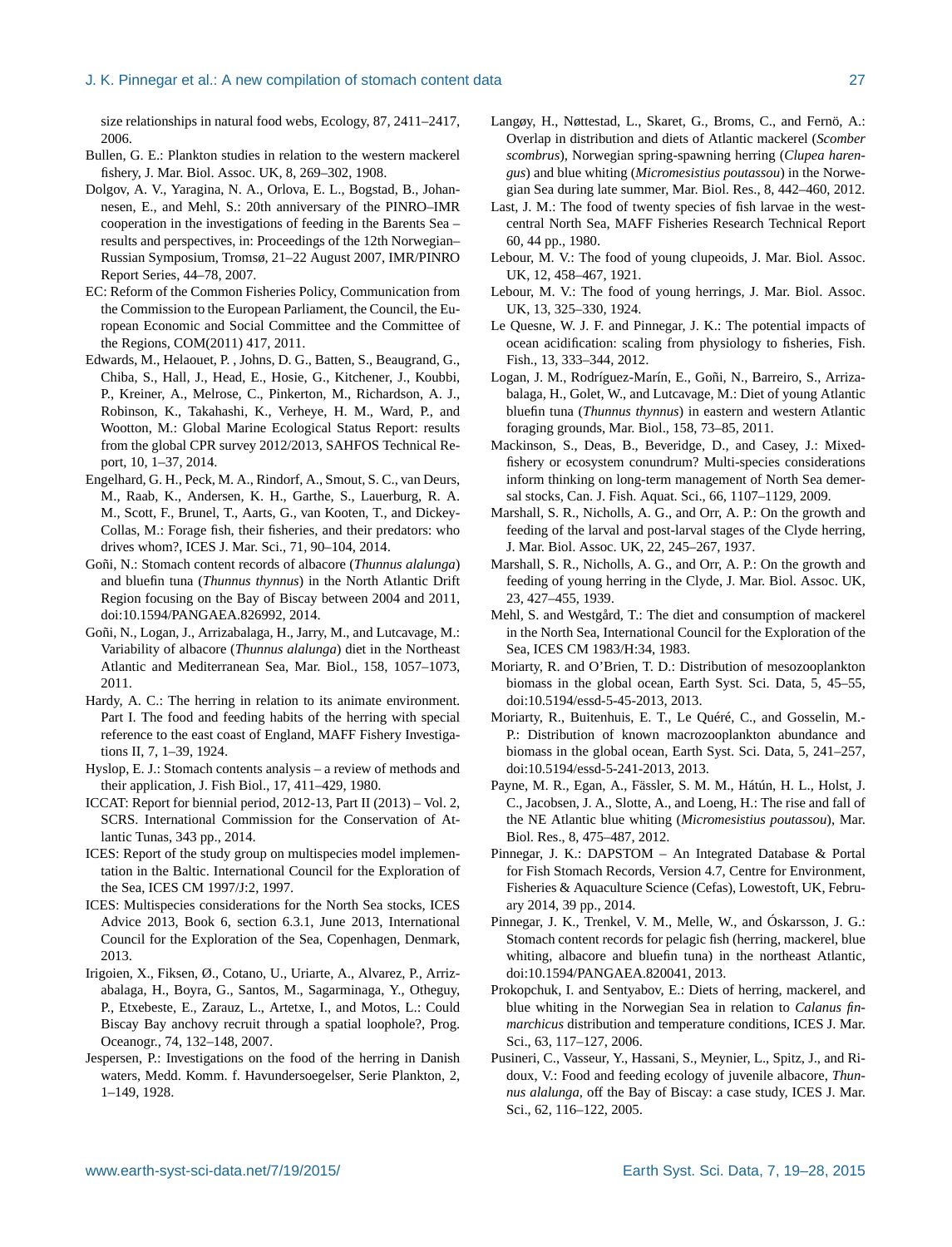size relationships in natural food webs, Ecology, 87, 2411–2417, 2006.

Bullen, G. E.: Plankton studies in relation to the western mackerel fishery, J. Mar. Biol. Assoc. UK, 8, 269–302, 1908.

Dolgov, A. V., Yaragina, N. A., Orlova, E. L., Bogstad, B., Johannesen, E., and Mehl, S.: 20th anniversary of the PINRO–IMR cooperation in the investigations of feeding in the Barents Sea – results and perspectives, in: Proceedings of the 12th Norwegian–Russian Symposium, Tromsø, 21–22 August 2007, IMR/PINRO Report Series, 44–78, 2007.

EC: Reform of the Common Fisheries Policy, Communication from the Commission to the European Parliament, the Council, the European Economic and Social Committee and the Committee of the Regions, COM(2011) 417, 2011.

Edwards, M., Helaouet, P. , Johns, D. G., Batten, S., Beaugrand, G., Chiba, S., Hall, J., Head, E., Hosie, G., Kitchener, J., Koubbi, P., Kreiner, A., Melrose, C., Pinkerton, M., Richardson, A. J., Robinson, K., Takahashi, K., Verheye, H. M., Ward, P., and Wootton, M.: Global Marine Ecological Status Report: results from the global CPR survey 2012/2013, SAHFOS Technical Report, 10, 1–37, 2014.

Engelhard, G. H., Peck, M. A., Rindorf, A., Smout, S. C., van Deurs, M., Raab, K., Andersen, K. H., Garthe, S., Lauerburg, R. A. M., Scott, F., Brunel, T., Aarts, G., van Kooten, T., and Dickey-Collas, M.: Forage fish, their fisheries, and their predators: who drives whom?, ICES J. Mar. Sci., 71, 90–104, 2014.

Goñi, N.: Stomach content records of albacore (*Thunnus alalunga*) and bluefin tuna (*Thunnus thynnus*) in the North Atlantic Drift Region focusing on the Bay of Biscay between 2004 and 2011, doi:10.1594/PANGAEA.826992, 2014.

Goñi, N., Logan, J., Arrizabalaga, H., Jarry, M., and Lutcavage, M.: Variability of albacore (*Thunnus alalunga*) diet in the Northeast Atlantic and Mediterranean Sea, Mar. Biol., 158, 1057–1073, 2011.

Hardy, A. C.: The herring in relation to its animate environment. Part I. The food and feeding habits of the herring with special reference to the east coast of England, MAFF Fishery Investigations II, 7, 1–39, 1924.

Hyslop, E. J.: Stomach contents analysis – a review of methods and their application, J. Fish Biol., 17, 411–429, 1980.

ICCAT: Report for biennial period, 2012-13, Part II (2013) – Vol. 2, SCRS. International Commission for the Conservation of Atlantic Tunas, 343 pp., 2014.

ICES: Report of the study group on multispecies model implementation in the Baltic. International Council for the Exploration of the Sea, ICES CM 1997/J:2, 1997.

ICES: Multispecies considerations for the North Sea stocks, ICES Advice 2013, Book 6, section 6.3.1, June 2013, International Council for the Exploration of the Sea, Copenhagen, Denmark, 2013.

Irigoien, X., Fiksen, Ø., Cotano, U., Uriarte, A., Alvarez, P., Arrizabalaga, H., Boyra, G., Santos, M., Sagarminaga, Y., Otheguy, P., Etxebeste, E., Zarauz, L., Artetxe, I., and Motos, L.: Could Biscay Bay anchovy recruit through a spatial loophole?, Prog. Oceanogr., 74, 132–148, 2007.

Jespersen, P.: Investigations on the food of the herring in Danish waters, Medd. Komm. f. Havundersoegelser, Serie Plankton, 2, 1–149, 1928.

Langøy, H., Nøttestad, L., Skaret, G., Broms, C., and Fernö, A.: Overlap in distribution and diets of Atlantic mackerel (*Scomber scombrus*), Norwegian spring-spawning herring (*Clupea harengus*) and blue whiting (*Micromesistius poutassou*) in the Norwegian Sea during late summer, Mar. Biol. Res., 8, 442–460, 2012.

Last, J. M.: The food of twenty species of fish larvae in the west-central North Sea, MAFF Fisheries Research Technical Report 60, 44 pp., 1980.

Lebour, M. V.: The food of young clupeoids, J. Mar. Biol. Assoc. UK, 12, 458–467, 1921.

Lebour, M. V.: The food of young herrings, J. Mar. Biol. Assoc. UK, 13, 325–330, 1924.

Le Quesne, W. J. F. and Pinnegar, J. K.: The potential impacts of ocean acidification: scaling from physiology to fisheries, Fish. Fish., 13, 333–344, 2012.

Logan, J. M., Rodríguez-Marín, E., Goñi, N., Barreiro, S., Arrizabalaga, H., Golet, W., and Lutcavage, M.: Diet of young Atlantic bluefin tuna (*Thunnus thynnus*) in eastern and western Atlantic foraging grounds, Mar. Biol., 158, 73–85, 2011.

Mackinson, S., Deas, B., Beveridge, D., and Casey, J.: Mixed-fishery or ecosystem conundrum? Multi-species considerations inform thinking on long-term management of North Sea demersal stocks, Can. J. Fish. Aquat. Sci., 66, 1107–1129, 2009.

Marshall, S. R., Nicholls, A. G., and Orr, A. P.: On the growth and feeding of the larval and post-larval stages of the Clyde herring, J. Mar. Biol. Assoc. UK, 22, 245–267, 1937.

Marshall, S. R., Nicholls, A. G., and Orr, A. P.: On the growth and feeding of young herring in the Clyde, J. Mar. Biol. Assoc. UK, 23, 427–455, 1939.

Mehl, S. and Westgård, T.: The diet and consumption of mackerel in the North Sea, International Council for the Exploration of the Sea, ICES CM 1983/H:34, 1983.

Moriarty, R. and O'Brien, T. D.: Distribution of mesozooplankton biomass in the global ocean, Earth Syst. Sci. Data, 5, 45–55, doi:10.5194/essd-5-45-2013, 2013.

Moriarty, R., Buitenhuis, E. T., Le Quéré, C., and Gosselin, M.-P.: Distribution of known macrozooplankton abundance and biomass in the global ocean, Earth Syst. Sci. Data, 5, 241–257, doi:10.5194/essd-5-241-2013, 2013.

Payne, M. R., Egan, A., Fässler, S. M. M., Hátún, H. L., Holst, J. C., Jacobsen, J. A., Slotte, A., and Loeng, H.: The rise and fall of the NE Atlantic blue whiting (*Micromesistius poutassou*), Mar. Biol. Res., 8, 475–487, 2012.

Pinnegar, J. K.: DAPSTOM – An Integrated Database & Portal for Fish Stomach Records, Version 4.7, Centre for Environment, Fisheries & Aquaculture Science (Cefas), Lowestoft, UK, February 2014, 39 pp., 2014.

Pinnegar, J. K., Trenkel, V. M., Melle, W., and Óskarsson, J. G.: Stomach content records for pelagic fish (herring, mackerel, blue whiting, albacore and bluefin tuna) in the northeast Atlantic, doi:10.1594/PANGAEA.820041, 2013.

Prokopchuk, I. and Sentyabov, E.: Diets of herring, mackerel, and blue whiting in the Norwegian Sea in relation to *Calanus finmarchicus* distribution and temperature conditions, ICES J. Mar. Sci., 63, 117–127, 2006.

Pusineri, C., Vasseur, Y., Hassani, S., Meynier, L., Spitz, J., and Ridoux, V.: Food and feeding ecology of juvenile albacore, *Thunnus alalunga*, off the Bay of Biscay: a case study, ICES J. Mar. Sci., 62, 116–122, 2005.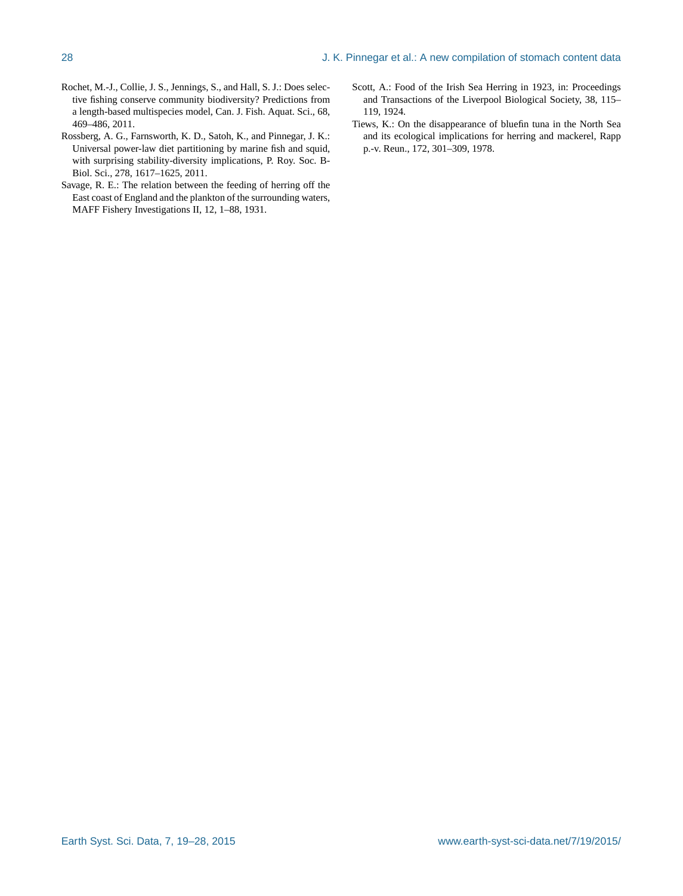Rochet, M.-J., Collie, J. S., Jennings, S., and Hall, S. J.: Does selective fishing conserve community biodiversity? Predictions from a length-based multispecies model, Can. J. Fish. Aquat. Sci., 68, 469–486, 2011.

Rossberg, A. G., Farnsworth, K. D., Satoh, K., and Pinnegar, J. K.: Universal power-law diet partitioning by marine fish and squid, with surprising stability-diversity implications, P. Roy. Soc. B-Biol. Sci., 278, 1617–1625, 2011.

Savage, R. E.: The relation between the feeding of herring off the East coast of England and the plankton of the surrounding waters, MAFF Fishery Investigations II, 12, 1–88, 1931.

Scott, A.: Food of the Irish Sea Herring in 1923, in: Proceedings and Transactions of the Liverpool Biological Society, 38, 115–119, 1924.

Tiews, K.: On the disappearance of bluefin tuna in the North Sea and its ecological implications for herring and mackerel, Rapp p.-v. Reun., 172, 301–309, 1978.